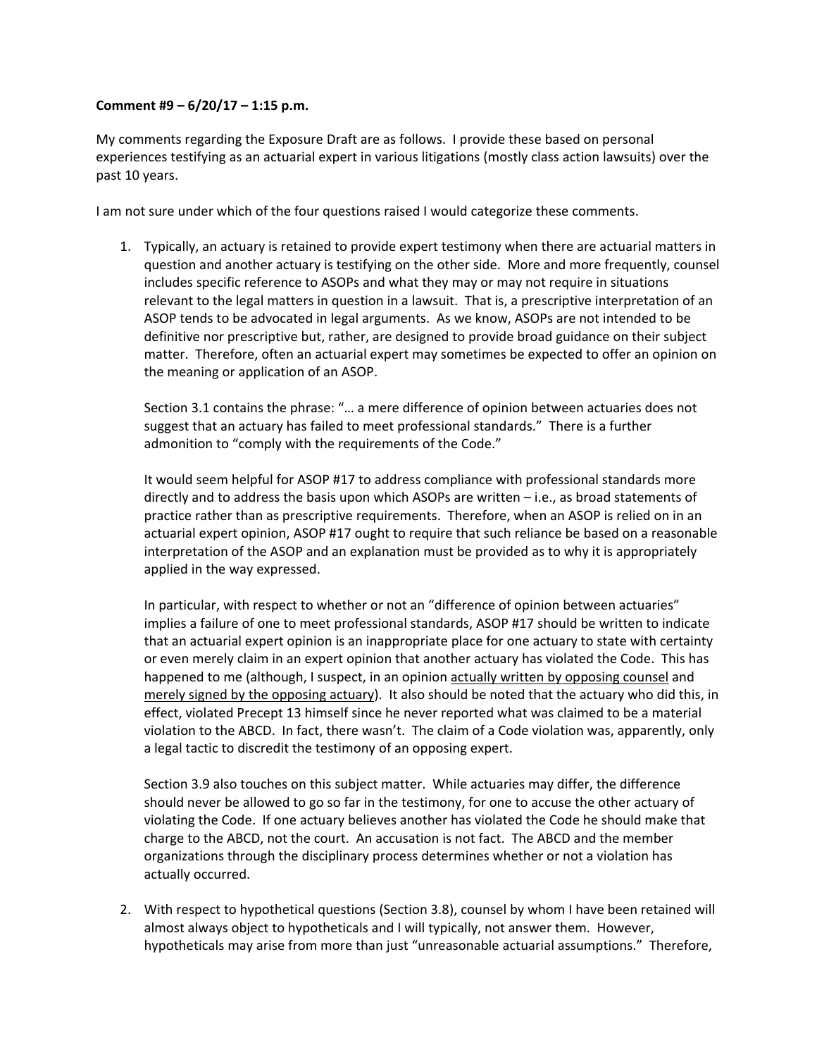**Comment #9 – 6/20/17 – 1:15 p.m.**

My comments regarding the Exposure Draft are as follows. I provide these based on personal experiences testifying as an actuarial expert in various litigations (mostly class action lawsuits) over the past 10 years.

I am not sure under which of the four questions raised I would categorize these comments.

1. Typically, an actuary is retained to provide expert testimony when there are actuarial matters in question and another actuary is testifying on the other side. More and more frequently, counsel includes specific reference to ASOPs and what they may or may not require in situations relevant to the legal matters in question in a lawsuit. That is, a prescriptive interpretation of an ASOP tends to be advocated in legal arguments. As we know, ASOPs are not intended to be definitive nor prescriptive but, rather, are designed to provide broad guidance on their subject matter. Therefore, often an actuarial expert may sometimes be expected to offer an opinion on the meaning or application of an ASOP.

   Section 3.1 contains the phrase: "… a mere difference of opinion between actuaries does not suggest that an actuary has failed to meet professional standards." There is a further admonition to "comply with the requirements of the Code."

   It would seem helpful for ASOP #17 to address compliance with professional standards more directly and to address the basis upon which ASOPs are written – i.e., as broad statements of practice rather than as prescriptive requirements. Therefore, when an ASOP is relied on in an actuarial expert opinion, ASOP #17 ought to require that such reliance be based on a reasonable interpretation of the ASOP and an explanation must be provided as to why it is appropriately applied in the way expressed.

   In particular, with respect to whether or not an "difference of opinion between actuaries" implies a failure of one to meet professional standards, ASOP #17 should be written to indicate that an actuarial expert opinion is an inappropriate place for one actuary to state with certainty or even merely claim in an expert opinion that another actuary has violated the Code. This has happened to me (although, I suspect, in an opinion <u>actually written by opposing counsel</u> and <u>merely signed by the opposing actuary</u>). It also should be noted that the actuary who did this, in effect, violated Precept 13 himself since he never reported what was claimed to be a material violation to the ABCD. In fact, there wasn't. The claim of a Code violation was, apparently, only a legal tactic to discredit the testimony of an opposing expert.

   Section 3.9 also touches on this subject matter. While actuaries may differ, the difference should never be allowed to go so far in the testimony, for one to accuse the other actuary of violating the Code. If one actuary believes another has violated the Code he should make that charge to the ABCD, not the court. An accusation is not fact. The ABCD and the member organizations through the disciplinary process determines whether or not a violation has actually occurred.

2. With respect to hypothetical questions (Section 3.8), counsel by whom I have been retained will almost always object to hypotheticals and I will typically, not answer them. However, hypotheticals may arise from more than just "unreasonable actuarial assumptions." Therefore,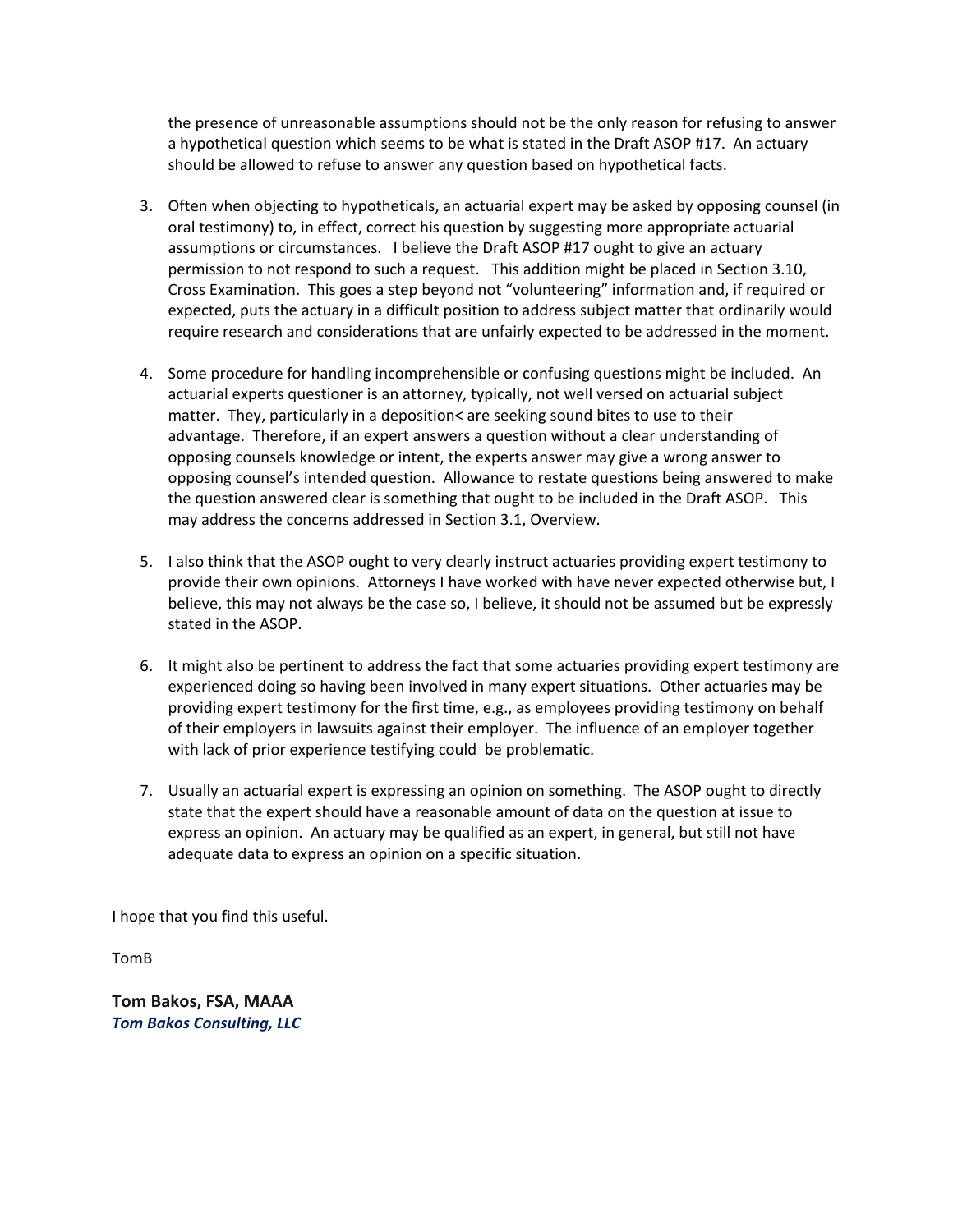the presence of unreasonable assumptions should not be the only reason for refusing to answer a hypothetical question which seems to be what is stated in the Draft ASOP #17. An actuary should be allowed to refuse to answer any question based on hypothetical facts.

3. Often when objecting to hypotheticals, an actuarial expert may be asked by opposing counsel (in oral testimony) to, in effect, correct his question by suggesting more appropriate actuarial assumptions or circumstances. I believe the Draft ASOP #17 ought to give an actuary permission to not respond to such a request. This addition might be placed in Section 3.10, Cross Examination. This goes a step beyond not "volunteering" information and, if required or expected, puts the actuary in a difficult position to address subject matter that ordinarily would require research and considerations that are unfairly expected to be addressed in the moment.

4. Some procedure for handling incomprehensible or confusing questions might be included. An actuarial experts questioner is an attorney, typically, not well versed on actuarial subject matter. They, particularly in a deposition< are seeking sound bites to use to their advantage. Therefore, if an expert answers a question without a clear understanding of opposing counsels knowledge or intent, the experts answer may give a wrong answer to opposing counsel's intended question. Allowance to restate questions being answered to make the question answered clear is something that ought to be included in the Draft ASOP. This may address the concerns addressed in Section 3.1, Overview.

5. I also think that the ASOP ought to very clearly instruct actuaries providing expert testimony to provide their own opinions. Attorneys I have worked with have never expected otherwise but, I believe, this may not always be the case so, I believe, it should not be assumed but be expressly stated in the ASOP.

6. It might also be pertinent to address the fact that some actuaries providing expert testimony are experienced doing so having been involved in many expert situations. Other actuaries may be providing expert testimony for the first time, e.g., as employees providing testimony on behalf of their employers in lawsuits against their employer. The influence of an employer together with lack of prior experience testifying could be problematic.

7. Usually an actuarial expert is expressing an opinion on something. The ASOP ought to directly state that the expert should have a reasonable amount of data on the question at issue to express an opinion. An actuary may be qualified as an expert, in general, but still not have adequate data to express an opinion on a specific situation.

I hope that you find this useful.

TomB

**Tom Bakos, FSA, MAAA**
***Tom Bakos Consulting, LLC***